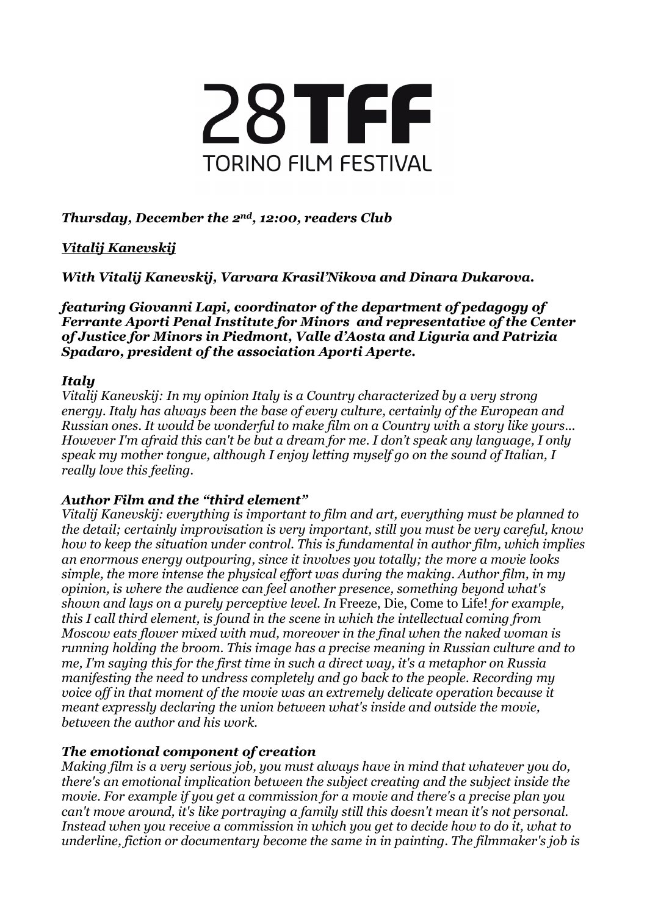# 28TFF TORINO FILM FESTIVAL

***Thursday, December the 2nd, 12:00, readers Club***

***Vitalij Kanevskij***

***With Vitalij Kanevskij, Varvara Krasil'Nikova and Dinara Dukarova.***

***featuring Giovanni Lapi, coordinator of the department of pedagogy of Ferrante Aporti Penal Institute for Minors and representative of the Center of Justice for Minors in Piedmont, Valle d'Aosta and Liguria and Patrizia Spadaro, president of the association Aporti Aperte.***

***Italy***

*Vitalij Kanevskij: In my opinion Italy is a Country characterized by a very strong energy. Italy has always been the base of every culture, certainly of the European and Russian ones. It would be wonderful to make film on a Country with a story like yours... However I'm afraid this can't be but a dream for me. I don't speak any language, I only speak my mother tongue, although I enjoy letting myself go on the sound of Italian, I really love this feeling.*

***Author Film and the "third element"***

*Vitalij Kanevskij: everything is important to film and art, everything must be planned to the detail; certainly improvisation is very important, still you must be very careful, know how to keep the situation under control. This is fundamental in author film, which implies an enormous energy outpouring, since it involves you totally; the more a movie looks simple, the more intense the physical effort was during the making. Author film, in my opinion, is where the audience can feel another presence, something beyond what's shown and lays on a purely perceptive level. In* Freeze, Die, Come to Life! *for example, this I call third element, is found in the scene in which the intellectual coming from Moscow eats flower mixed with mud, moreover in the final when the naked woman is running holding the broom. This image has a precise meaning in Russian culture and to me, I'm saying this for the first time in such a direct way, it's a metaphor on Russia manifesting the need to undress completely and go back to the people. Recording my voice off in that moment of the movie was an extremely delicate operation because it meant expressly declaring the union between what's inside and outside the movie, between the author and his work.*

***The emotional component of creation***

*Making film is a very serious job, you must always have in mind that whatever you do, there's an emotional implication between the subject creating and the subject inside the movie. For example if you get a commission for a movie and there's a precise plan you can't move around, it's like portraying a family still this doesn't mean it's not personal. Instead when you receive a commission in which you get to decide how to do it, what to underline, fiction or documentary become the same in in painting. The filmmaker's job is*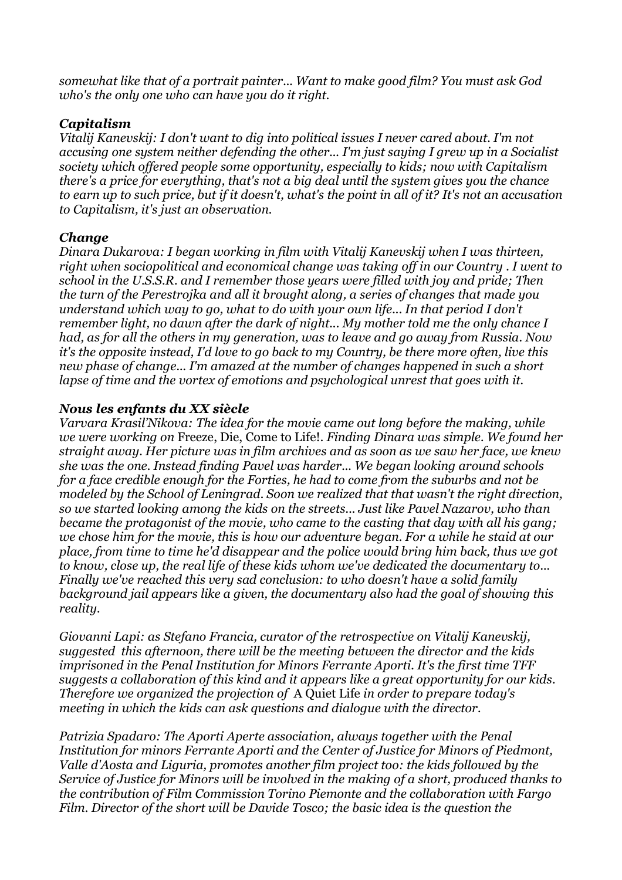*somewhat like that of a portrait painter... Want to make good film? You must ask God who's the only one who can have you do it right.*

### *Capitalism*

*Vitalij Kanevskij: I don't want to dig into political issues I never cared about. I'm not accusing one system neither defending the other... I'm just saying I grew up in a Socialist society which offered people some opportunity, especially to kids; now with Capitalism there's a price for everything, that's not a big deal until the system gives you the chance to earn up to such price, but if it doesn't, what's the point in all of it? It's not an accusation to Capitalism, it's just an observation.*

### *Change*

*Dinara Dukarova: I began working in film with Vitalij Kanevskij when I was thirteen, right when sociopolitical and economical change was taking off in our Country . I went to school in the U.S.S.R. and I remember those years were filled with joy and pride; Then the turn of the Perestrojka and all it brought along, a series of changes that made you understand which way to go, what to do with your own life... In that period I don't remember light, no dawn after the dark of night... My mother told me the only chance I had, as for all the others in my generation, was to leave and go away from Russia. Now it's the opposite instead, I'd love to go back to my Country, be there more often, live this new phase of change... I'm amazed at the number of changes happened in such a short lapse of time and the vortex of emotions and psychological unrest that goes with it.*

### *Nous les enfants du XX siècle*

*Varvara Krasil'Nikova: The idea for the movie came out long before the making, while we were working on* Freeze, Die, Come to Life!. *Finding Dinara was simple. We found her straight away. Her picture was in film archives and as soon as we saw her face, we knew she was the one. Instead finding Pavel was harder... We began looking around schools for a face credible enough for the Forties, he had to come from the suburbs and not be modeled by the School of Leningrad. Soon we realized that that wasn't the right direction, so we started looking among the kids on the streets... Just like Pavel Nazarov, who than became the protagonist of the movie, who came to the casting that day with all his gang; we chose him for the movie, this is how our adventure began. For a while he staid at our place, from time to time he'd disappear and the police would bring him back, thus we got to know, close up, the real life of these kids whom we've dedicated the documentary to... Finally we've reached this very sad conclusion: to who doesn't have a solid family background jail appears like a given, the documentary also had the goal of showing this reality.*

*Giovanni Lapi: as Stefano Francia, curator of the retrospective on Vitalij Kanevskij, suggested this afternoon, there will be the meeting between the director and the kids imprisoned in the Penal Institution for Minors Ferrante Aporti. It's the first time TFF suggests a collaboration of this kind and it appears like a great opportunity for our kids. Therefore we organized the projection of* A Quiet Life *in order to prepare today's meeting in which the kids can ask questions and dialogue with the director.*

*Patrizia Spadaro: The Aporti Aperte association, always together with the Penal Institution for minors Ferrante Aporti and the Center of Justice for Minors of Piedmont, Valle d'Aosta and Liguria, promotes another film project too: the kids followed by the Service of Justice for Minors will be involved in the making of a short, produced thanks to the contribution of Film Commission Torino Piemonte and the collaboration with Fargo Film. Director of the short will be Davide Tosco; the basic idea is the question the*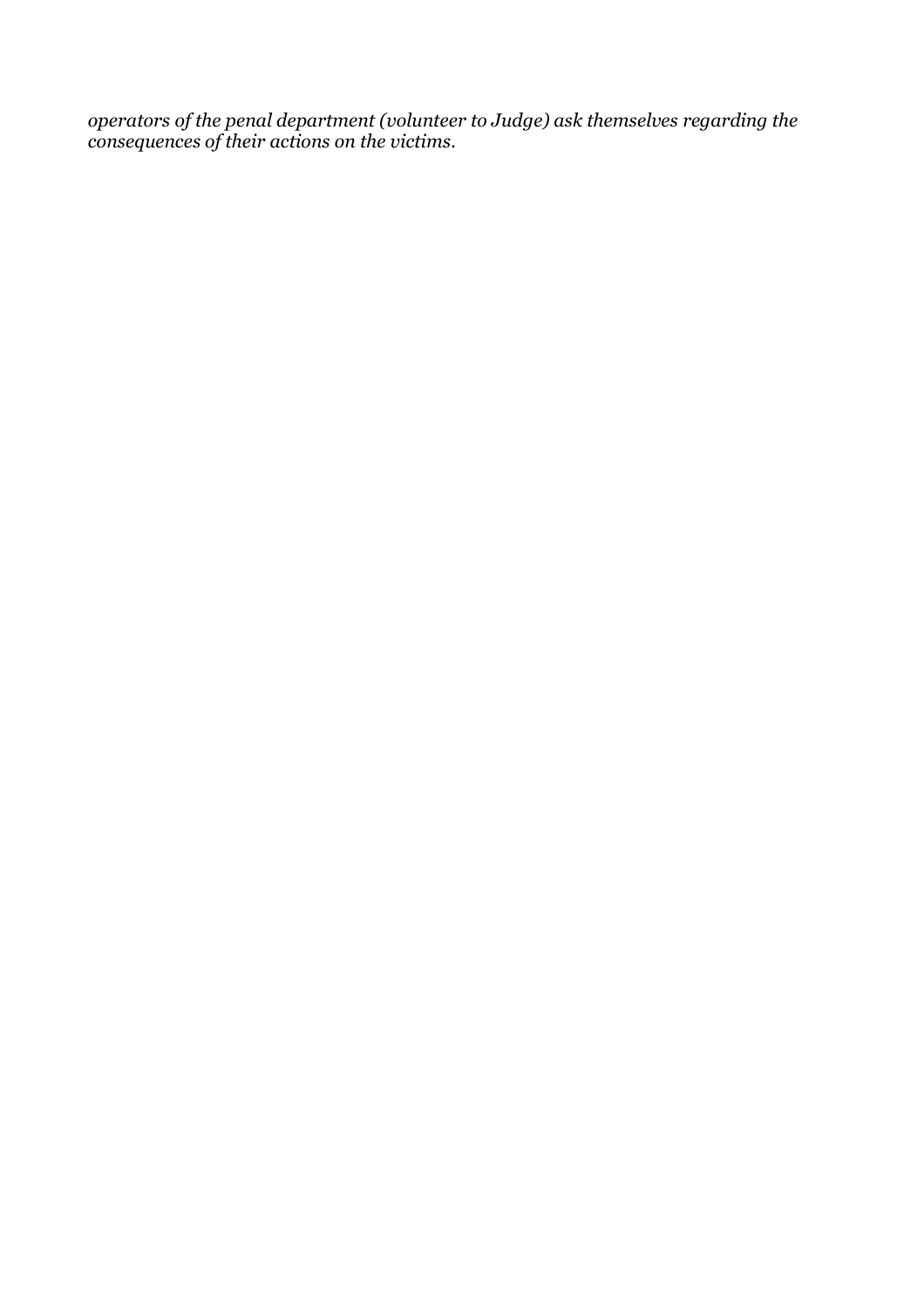*operators of the penal department (volunteer to Judge) ask themselves regarding the consequences of their actions on the victims.*